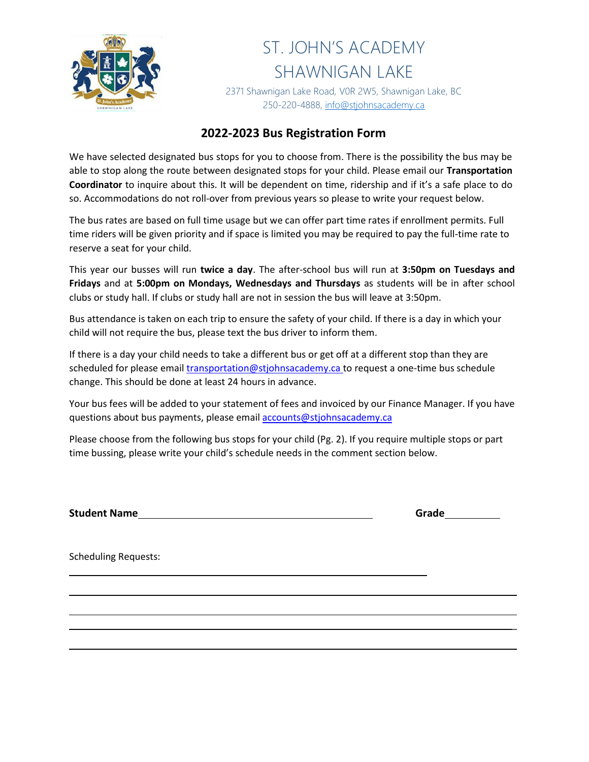# ST. JOHN'S ACADEMY SHAWNIGAN LAKE

2371 Shawnigan Lake Road, V0R 2W5, Shawnigan Lake, BC
250-220-4888, info@stjohnsacademy.ca

## 2022-2023 Bus Registration Form

We have selected designated bus stops for you to choose from. There is the possibility the bus may be able to stop along the route between designated stops for your child. Please email our **Transportation Coordinator** to inquire about this. It will be dependent on time, ridership and if it's a safe place to do so. Accommodations do not roll-over from previous years so please to write your request below.

The bus rates are based on full time usage but we can offer part time rates if enrollment permits. Full time riders will be given priority and if space is limited you may be required to pay the full-time rate to reserve a seat for your child.

This year our busses will run **twice a day**. The after-school bus will run at **3:50pm on Tuesdays and Fridays** and at **5:00pm on Mondays, Wednesdays and Thursdays** as students will be in after school clubs or study hall. If clubs or study hall are not in session the bus will leave at 3:50pm.

Bus attendance is taken on each trip to ensure the safety of your child. If there is a day in which your child will not require the bus, please text the bus driver to inform them.

If there is a day your child needs to take a different bus or get off at a different stop than they are scheduled for please email transportation@stjohnsacademy.ca to request a one-time bus schedule change. This should be done at least 24 hours in advance.

Your bus fees will be added to your statement of fees and invoiced by our Finance Manager. If you have questions about bus payments, please email accounts@stjohnsacademy.ca

Please choose from the following bus stops for your child (Pg. 2). If you require multiple stops or part time bussing, please write your child's schedule needs in the comment section below.

**Student Name** ______________________________ **Grade** __________

Scheduling Requests:

______________________________________________________________

______________________________________________________________

______________________________________________________________

______________________________________________________________

______________________________________________________________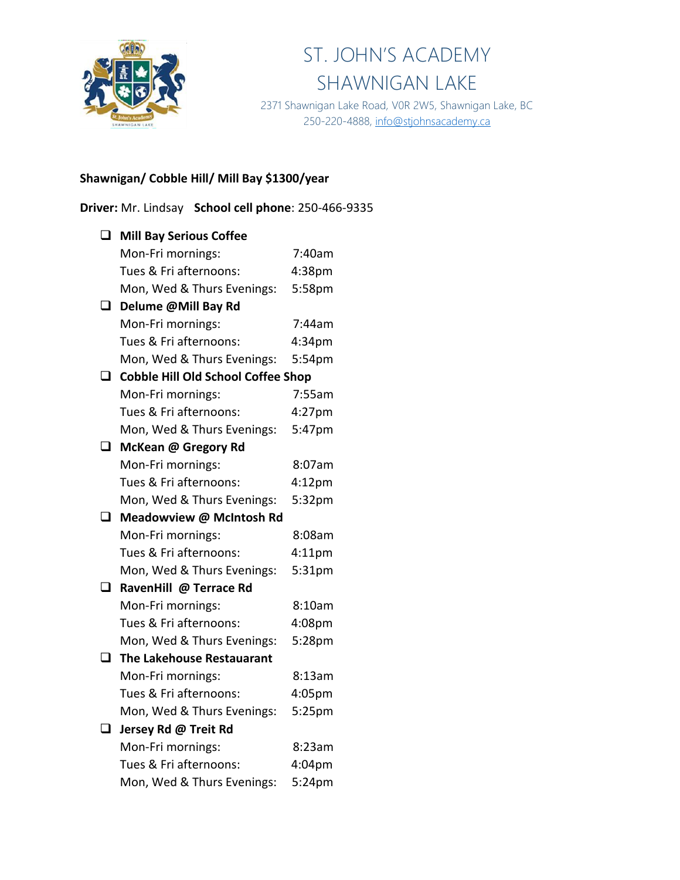# ST. JOHN'S ACADEMY SHAWNIGAN LAKE

2371 Shawnigan Lake Road, V0R 2W5, Shawnigan Lake, BC
250-220-4888, info@stjohnsacademy.ca

**Shawnigan/ Cobble Hill/ Mill Bay $1300/year**

**Driver:** Mr. Lindsay **School cell phone**: 250-466-9335

- ❑ **Mill Bay Serious Coffee**

| | |
|---|---|
| Mon-Fri mornings: | 7:40am |
| Tues & Fri afternoons: | 4:38pm |
| Mon, Wed & Thurs Evenings: | 5:58pm |

- ❑ **Delume @Mill Bay Rd**

| | |
|---|---|
| Mon-Fri mornings: | 7:44am |
| Tues & Fri afternoons: | 4:34pm |
| Mon, Wed & Thurs Evenings: | 5:54pm |

- ❑ **Cobble Hill Old School Coffee Shop**

| | |
|---|---|
| Mon-Fri mornings: | 7:55am |
| Tues & Fri afternoons: | 4:27pm |
| Mon, Wed & Thurs Evenings: | 5:47pm |

- ❑ **McKean @ Gregory Rd**

| | |
|---|---|
| Mon-Fri mornings: | 8:07am |
| Tues & Fri afternoons: | 4:12pm |
| Mon, Wed & Thurs Evenings: | 5:32pm |

- ❑ **Meadowview @ McIntosh Rd**

| | |
|---|---|
| Mon-Fri mornings: | 8:08am |
| Tues & Fri afternoons: | 4:11pm |
| Mon, Wed & Thurs Evenings: | 5:31pm |

- ❑ **RavenHill @ Terrace Rd**

| | |
|---|---|
| Mon-Fri mornings: | 8:10am |
| Tues & Fri afternoons: | 4:08pm |
| Mon, Wed & Thurs Evenings: | 5:28pm |

- ❑ **The Lakehouse Restauarant**

| | |
|---|---|
| Mon-Fri mornings: | 8:13am |
| Tues & Fri afternoons: | 4:05pm |
| Mon, Wed & Thurs Evenings: | 5:25pm |

- ❑ **Jersey Rd @ Treit Rd**

| | |
|---|---|
| Mon-Fri mornings: | 8:23am |
| Tues & Fri afternoons: | 4:04pm |
| Mon, Wed & Thurs Evenings: | 5:24pm |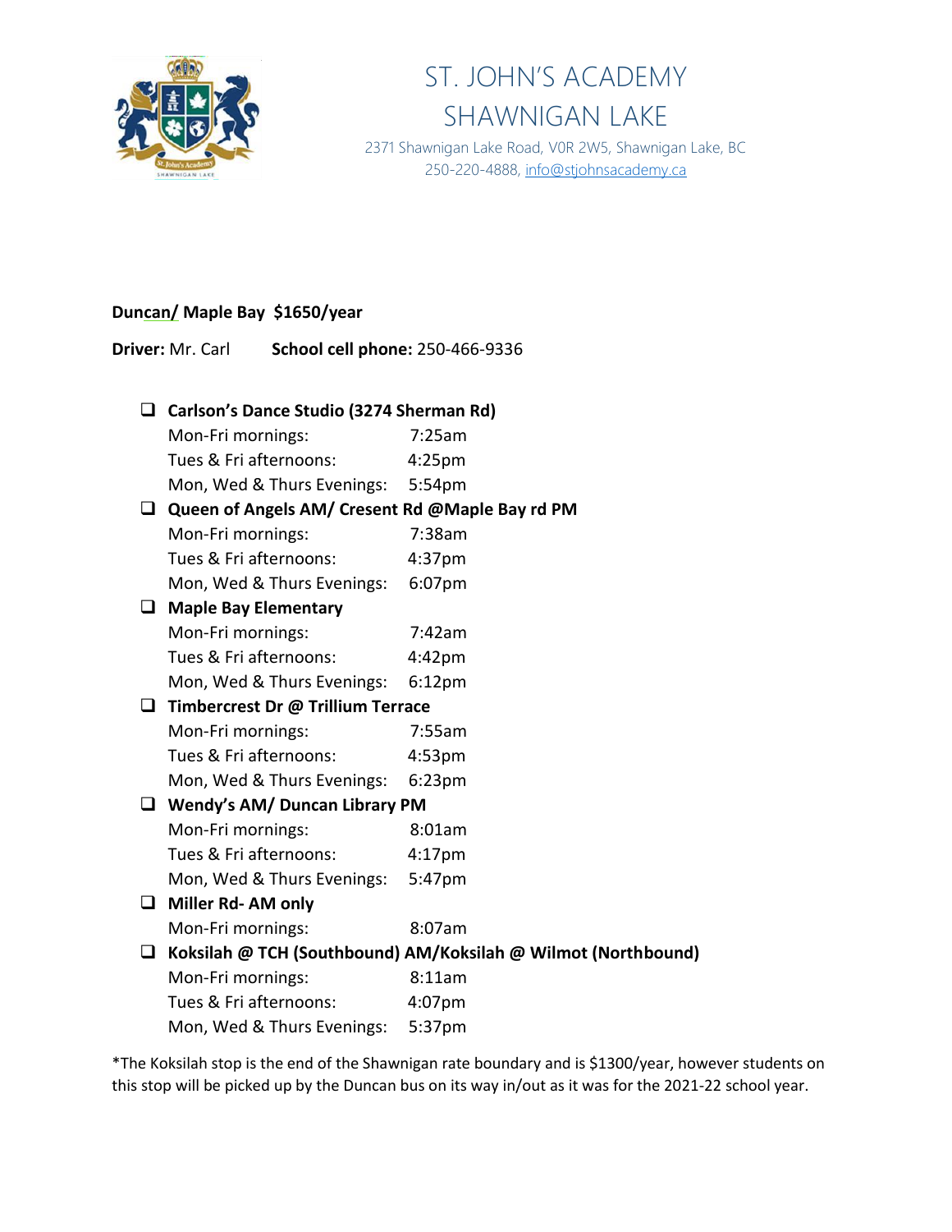# ST. JOHN'S ACADEMY SHAWNIGAN LAKE

2371 Shawnigan Lake Road, V0R 2W5, Shawnigan Lake, BC
250-220-4888, info@stjohnsacademy.ca

**Duncan/ Maple Bay  $1650/year**

**Driver:** Mr. Carl        **School cell phone:** 250-466-9336

- [ ] **Carlson's Dance Studio (3274 Sherman Rd)**
  - Mon-Fri mornings: 7:25am
  - Tues & Fri afternoons: 4:25pm
  - Mon, Wed & Thurs Evenings: 5:54pm
- [ ] **Queen of Angels AM/ Cresent Rd @Maple Bay rd PM**
  - Mon-Fri mornings: 7:38am
  - Tues & Fri afternoons: 4:37pm
  - Mon, Wed & Thurs Evenings: 6:07pm
- [ ] **Maple Bay Elementary**
  - Mon-Fri mornings: 7:42am
  - Tues & Fri afternoons: 4:42pm
  - Mon, Wed & Thurs Evenings: 6:12pm
- [ ] **Timbercrest Dr @ Trillium Terrace**
  - Mon-Fri mornings: 7:55am
  - Tues & Fri afternoons: 4:53pm
  - Mon, Wed & Thurs Evenings: 6:23pm
- [ ] **Wendy's AM/ Duncan Library PM**
  - Mon-Fri mornings: 8:01am
  - Tues & Fri afternoons: 4:17pm
  - Mon, Wed & Thurs Evenings: 5:47pm
- [ ] **Miller Rd- AM only**
  - Mon-Fri mornings: 8:07am
- [ ] **Koksilah @ TCH (Southbound) AM/Koksilah @ Wilmot (Northbound)**
  - Mon-Fri mornings: 8:11am
  - Tues & Fri afternoons: 4:07pm
  - Mon, Wed & Thurs Evenings: 5:37pm

*The Koksilah stop is the end of the Shawnigan rate boundary and is $1300/year, however students on this stop will be picked up by the Duncan bus on its way in/out as it was for the 2021-22 school year.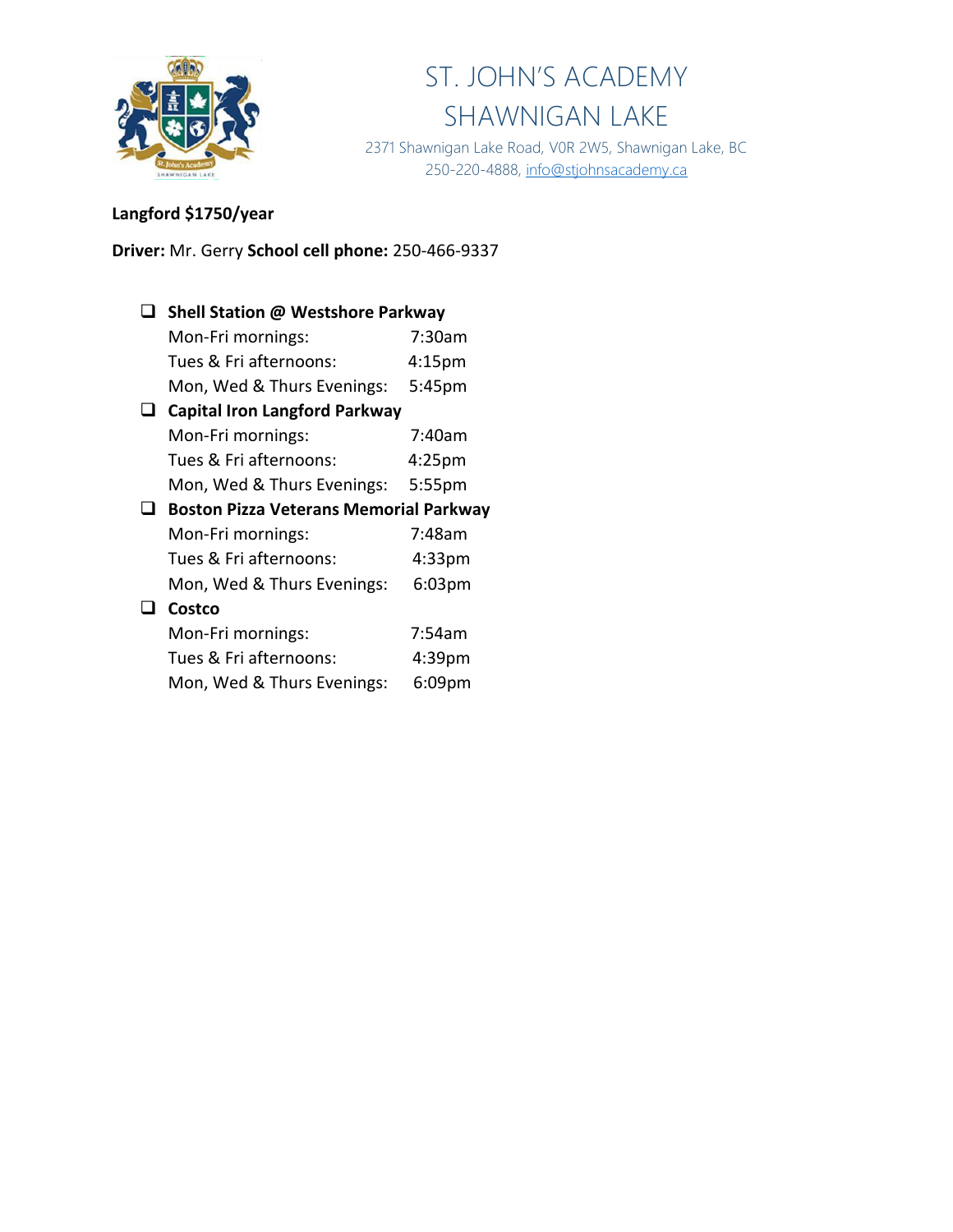# ST. JOHN'S ACADEMY SHAWNIGAN LAKE

2371 Shawnigan Lake Road, V0R 2W5, Shawnigan Lake, BC
250-220-4888, info@stjohnsacademy.ca

**Langford $1750/year**

**Driver:** Mr. Gerry **School cell phone:** 250-466-9337

- ☐ **Shell Station @ Westshore Parkway**
  - Mon-Fri mornings: 7:30am
  - Tues & Fri afternoons: 4:15pm
  - Mon, Wed & Thurs Evenings: 5:45pm
- ☐ **Capital Iron Langford Parkway**
  - Mon-Fri mornings: 7:40am
  - Tues & Fri afternoons: 4:25pm
  - Mon, Wed & Thurs Evenings: 5:55pm
- ☐ **Boston Pizza Veterans Memorial Parkway**
  - Mon-Fri mornings: 7:48am
  - Tues & Fri afternoons: 4:33pm
  - Mon, Wed & Thurs Evenings: 6:03pm
- ☐ **Costco**
  - Mon-Fri mornings: 7:54am
  - Tues & Fri afternoons: 4:39pm
  - Mon, Wed & Thurs Evenings: 6:09pm